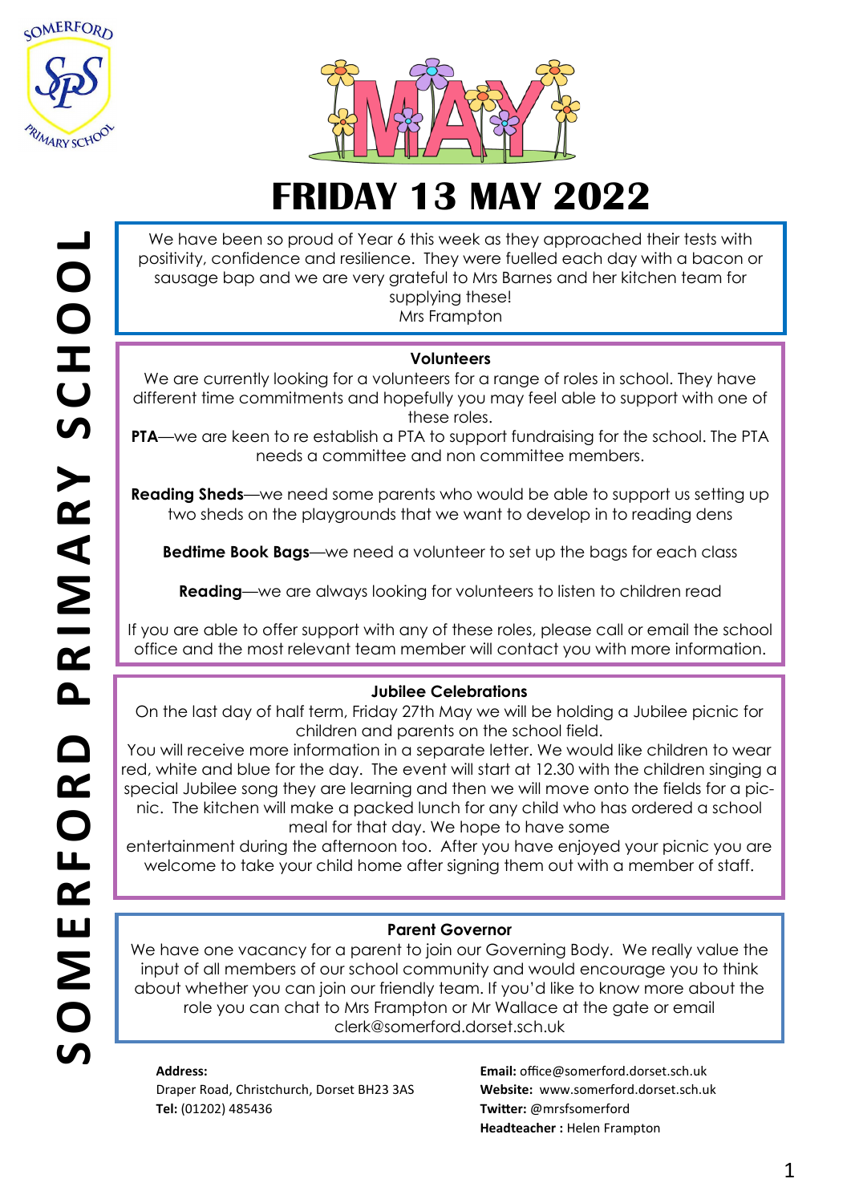# FRIDAY 13 MAY 2022

We have been so proud of Year 6 this week as they approached their tests with positivity, confidence and resilience. They were fuelled each day with a bacon or sausage bap and we are very grateful to Mrs Barnes and her kitchen team for supplying these!
Mrs Frampton

### Volunteers

We are currently looking for a volunteers for a range of roles in school. They have different time commitments and hopefully you may feel able to support with one of these roles.

**PTA**—we are keen to re establish a PTA to support fundraising for the school. The PTA needs a committee and non committee members.

**Reading Sheds**—we need some parents who would be able to support us setting up two sheds on the playgrounds that we want to develop in to reading dens

**Bedtime Book Bags**—we need a volunteer to set up the bags for each class

**Reading**—we are always looking for volunteers to listen to children read

If you are able to offer support with any of these roles, please call or email the school office and the most relevant team member will contact you with more information.

### Jubilee Celebrations

On the last day of half term, Friday 27th May we will be holding a Jubilee picnic for children and parents on the school field.
You will receive more information in a separate letter. We would like children to wear red, white and blue for the day. The event will start at 12.30 with the children singing a special Jubilee song they are learning and then we will move onto the fields for a picnic. The kitchen will make a packed lunch for any child who has ordered a school meal for that day. We hope to have some entertainment during the afternoon too. After you have enjoyed your picnic you are welcome to take your child home after signing them out with a member of staff.

### Parent Governor

We have one vacancy for a parent to join our Governing Body. We really value the input of all members of our school community and would encourage you to think about whether you can join our friendly team. If you'd like to know more about the role you can chat to Mrs Frampton or Mr Wallace at the gate or email clerk@somerford.dorset.sch.uk

**Address:**
Draper Road, Christchurch, Dorset BH23 3AS
**Tel:** (01202) 485436

**Email:** office@somerford.dorset.sch.uk
**Website:** www.somerford.dorset.sch.uk
**Twitter:** @mrsfsomerford
**Headteacher :** Helen Frampton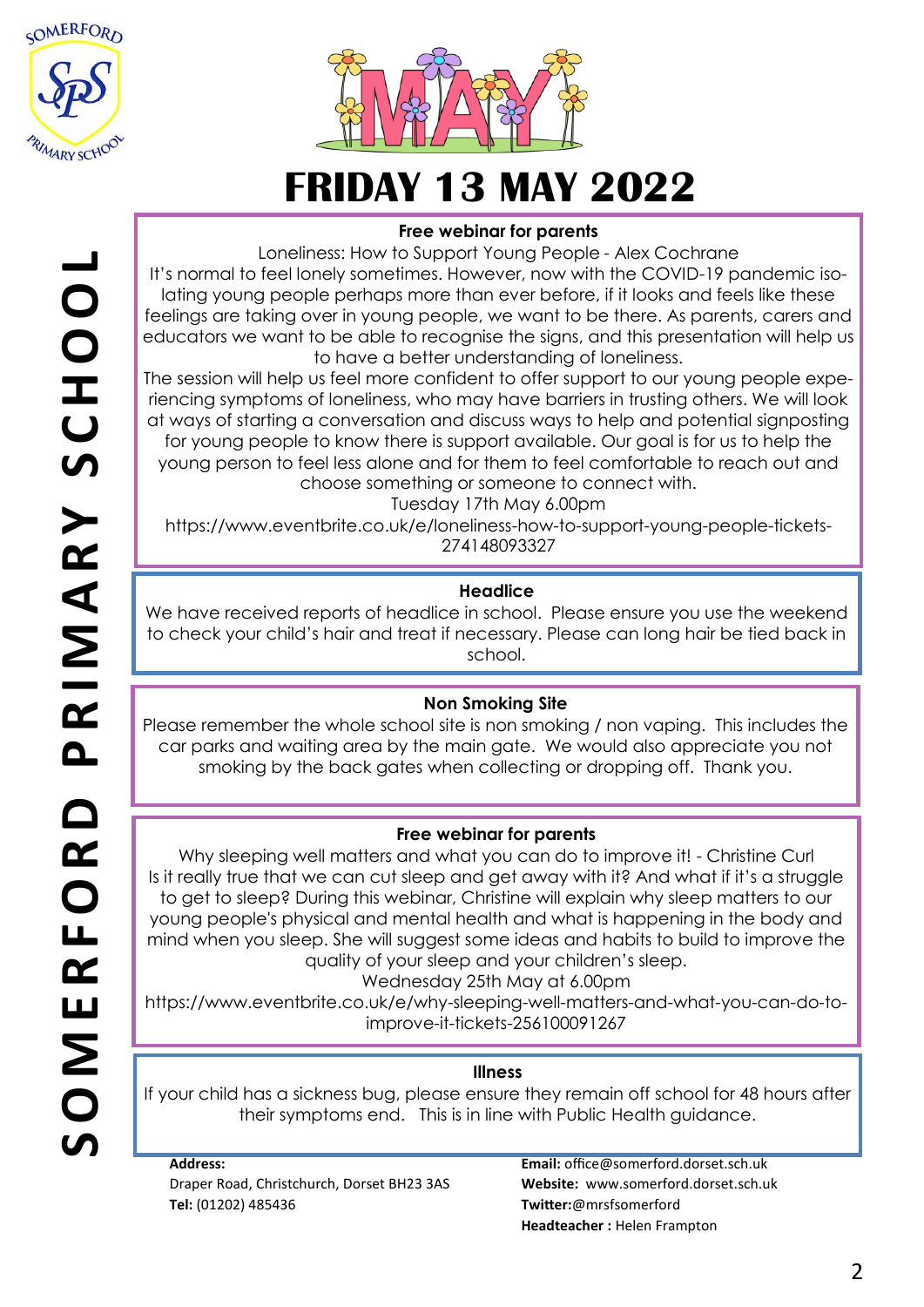# FRIDAY 13 MAY 2022

## Free webinar for parents

Loneliness: How to Support Young People - Alex Cochrane

It's normal to feel lonely sometimes. However, now with the COVID-19 pandemic isolating young people perhaps more than ever before, if it looks and feels like these feelings are taking over in young people, we want to be there. As parents, carers and educators we want to be able to recognise the signs, and this presentation will help us to have a better understanding of loneliness.

The session will help us feel more confident to offer support to our young people experiencing symptoms of loneliness, who may have barriers in trusting others. We will look at ways of starting a conversation and discuss ways to help and potential signposting for young people to know there is support available. Our goal is for us to help the young person to feel less alone and for them to feel comfortable to reach out and choose something or someone to connect with.

Tuesday 17th May 6.00pm

https://www.eventbrite.co.uk/e/loneliness-how-to-support-young-people-tickets-274148093327

## Headlice

We have received reports of headlice in school. Please ensure you use the weekend to check your child's hair and treat if necessary. Please can long hair be tied back in school.

## Non Smoking Site

Please remember the whole school site is non smoking / non vaping. This includes the car parks and waiting area by the main gate. We would also appreciate you not smoking by the back gates when collecting or dropping off. Thank you.

## Free webinar for parents

Why sleeping well matters and what you can do to improve it! - Christine Curl

Is it really true that we can cut sleep and get away with it? And what if it's a struggle to get to sleep? During this webinar, Christine will explain why sleep matters to our young people's physical and mental health and what is happening in the body and mind when you sleep. She will suggest some ideas and habits to build to improve the quality of your sleep and your children's sleep.

Wednesday 25th May at 6.00pm

https://www.eventbrite.co.uk/e/why-sleeping-well-matters-and-what-you-can-do-to-improve-it-tickets-256100091267

## Illness

If your child has a sickness bug, please ensure they remain off school for 48 hours after their symptoms end. This is in line with Public Health guidance.

**Address:**
Draper Road, Christchurch, Dorset BH23 3AS
**Tel:** (01202) 485436

**Email:** office@somerford.dorset.sch.uk
**Website:** www.somerford.dorset.sch.uk
**Twitter:**@mrsfsomerford
**Headteacher :** Helen Frampton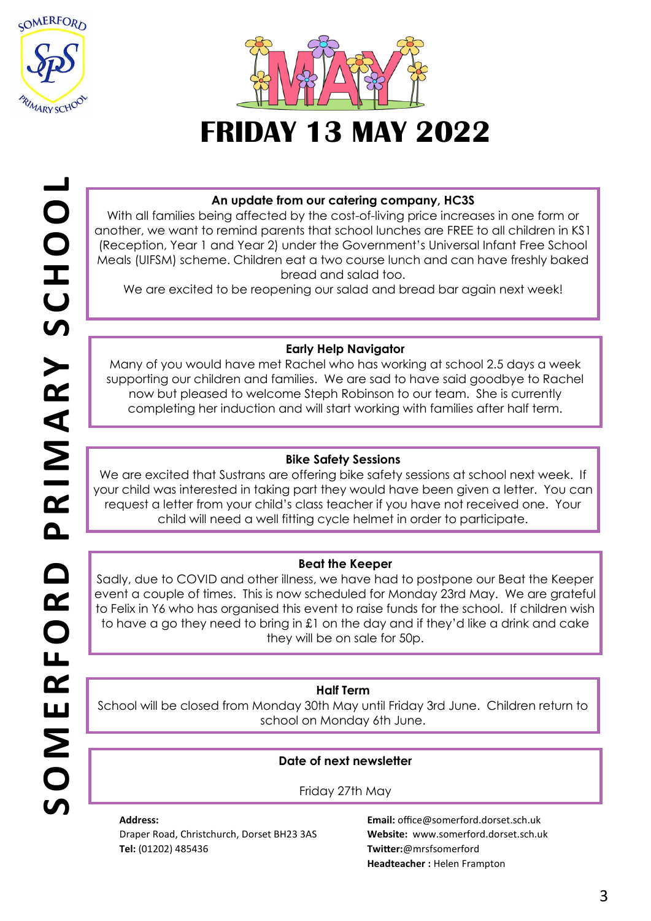# FRIDAY 13 MAY 2022

SOMERFORD PRIMARY SCHOOL

### An update from our catering company, HC3S

With all families being affected by the cost-of-living price increases in one form or another, we want to remind parents that school lunches are FREE to all children in KS1 (Reception, Year 1 and Year 2) under the Government's Universal Infant Free School Meals (UIFSM) scheme. Children eat a two course lunch and can have freshly baked bread and salad too.

We are excited to be reopening our salad and bread bar again next week!

### Early Help Navigator

Many of you would have met Rachel who has working at school 2.5 days a week supporting our children and families. We are sad to have said goodbye to Rachel now but pleased to welcome Steph Robinson to our team. She is currently completing her induction and will start working with families after half term.

### Bike Safety Sessions

We are excited that Sustrans are offering bike safety sessions at school next week. If your child was interested in taking part they would have been given a letter. You can request a letter from your child's class teacher if you have not received one. Your child will need a well fitting cycle helmet in order to participate.

### Beat the Keeper

Sadly, due to COVID and other illness, we have had to postpone our Beat the Keeper event a couple of times. This is now scheduled for Monday 23rd May. We are grateful to Felix in Y6 who has organised this event to raise funds for the school. If children wish to have a go they need to bring in £1 on the day and if they'd like a drink and cake they will be on sale for 50p.

### Half Term

School will be closed from Monday 30th May until Friday 3rd June. Children return to school on Monday 6th June.

### Date of next newsletter

Friday 27th May

**Address:**
Draper Road, Christchurch, Dorset BH23 3AS
**Tel:** (01202) 485436

**Email:** office@somerford.dorset.sch.uk
**Website:** www.somerford.dorset.sch.uk
**Twitter:**@mrsfsomerford
**Headteacher :** Helen Frampton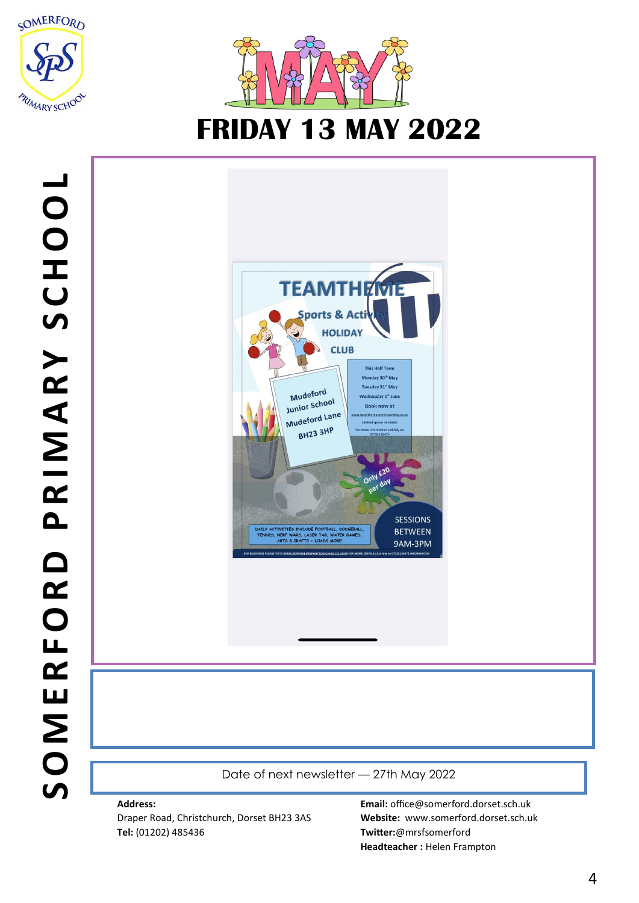# FRIDAY 13 MAY 2022

TEAMTHEME

Sports & Activity

HOLIDAY CLUB

Mudeford Junior School
Mudeford Lane
BH23 3HP

This Half Term
Monday 30th May
Tuesday 31st May
Wednesday 1st June
Book now at
www.teamthemesportscoaching.co.uk
Limited spaces available
For more information call Ally on 07725135473

Only £20 per day

DAILY ACTIVITIES INCLUDE FOOTBALL, DODGEBALL, TENNIS, NERF WARS, LASER TAG, WATER GAMES, ARTS & CRAFTS + LOADS MORE!

SESSIONS BETWEEN 9AM-3PM

FOR BOOKINGS PLEASE VISIT WWW.TEAMTHEMESPORTSCOACHING.CO.UK FOR MORE DETAILS CALL Ally on 07725135473 INFORMATION

Date of next newsletter — 27th May 2022

**Address:**
Draper Road, Christchurch, Dorset BH23 3AS
**Tel:** (01202) 485436

**Email:** office@somerford.dorset.sch.uk
**Website:** www.somerford.dorset.sch.uk
**Twitter:**@mrsfsomerford
**Headteacher :** Helen Frampton